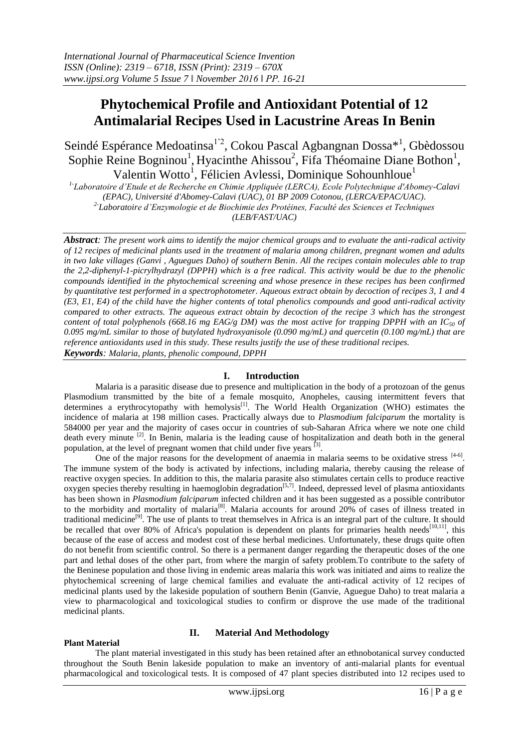# Phytochemical Profile and Antioxidant Potential of 12 Antimalarial Recipes Used in Lacustrine Areas In Benin

Seindé Espérance Medoatinsa[1,2], Cokou Pascal Agbangnan Dossa*[1], Gbèdossou Sophie Reine Bogninou[1], Hyacinthe Ahissou[2], Fifa Théomaine Diane Bothon[1], Valentin Wotto[1], Félicien Avlessi, Dominique Sohounhloue[1]

[1] Laboratoire d'Etude et de Recherche en Chimie Appliquée (LERCA), Ecole Polytechnique d'Abomey-Calavi (EPAC), Université d'Abomey-Calavi (UAC), 01 BP 2009 Cotonou, (LERCA/EPAC/UAC).

[2] Laboratoire d'Enzymologie et de Biochimie des Protéines, Faculté des Sciences et Techniques (LEB/FAST/UAC)

***Abstract**: The present work aims to identify the major chemical groups and to evaluate the anti-radical activity of 12 recipes of medicinal plants used in the treatment of malaria among children, pregnant women and adults in two lake villages (Ganvi , Aguegues Daho) of southern Benin. All the recipes contain molecules able to trap the 2,2-diphenyl-1-picrylhydrazyl (DPPH) which is a free radical. This activity would be due to the phenolic compounds identified in the phytochemical screening and whose presence in these recipes has been confirmed by quantitative test performed in a spectrophotometer. Aqueous extract obtain by decoction of recipes 3, 1 and 4 (E3, E1, E4) of the child have the higher contents of total phenolics compounds and good anti-radical activity compared to other extracts. The aqueous extract obtain by decoction of the recipe 3 which has the strongest content of total polyphenols (668.16 mg EAG/g DM) was the most active for trapping DPPH with an $IC_{50}$ of 0.095 mg/mL similar to those of butylated hydroxyanisole (0.090 mg/mL) and quercetin (0.100 mg/mL) that are reference antioxidants used in this study. These results justify the use of these traditional recipes.*

***Keywords**: Malaria, plants, phenolic compound, DPPH*

## I. Introduction

Malaria is a parasitic disease due to presence and multiplication in the body of a protozoan of the genus Plasmodium transmitted by the bite of a female mosquito, Anopheles, causing intermittent fevers that determines a erythrocytopathy with hemolysis[1]. The World Health Organization (WHO) estimates the incidence of malaria at 198 million cases. Practically always due to *Plasmodium falciparum* the mortality is 584000 per year and the majority of cases occur in countries of sub-Saharan Africa where we note one child death every minute [2]. In Benin, malaria is the leading cause of hospitalization and death both in the general population, at the level of pregnant women that child under five years [3].

One of the major reasons for the development of anaemia in malaria seems to be oxidative stress [4-6]. The immune system of the body is activated by infections, including malaria, thereby causing the release of reactive oxygen species. In addition to this, the malaria parasite also stimulates certain cells to produce reactive oxygen species thereby resulting in haemoglobin degradation[5,7]. Indeed, depressed level of plasma antioxidants has been shown in *Plasmodium falciparum* infected children and it has been suggested as a possible contributor to the morbidity and mortality of malaria[8]. Malaria accounts for around 20% of cases of illness treated in traditional medicine[9]. The use of plants to treat themselves in Africa is an integral part of the culture. It should be recalled that over 80% of Africa's population is dependent on plants for primaries health needs[10,11], this because of the ease of access and modest cost of these herbal medicines. Unfortunately, these drugs quite often do not benefit from scientific control. So there is a permanent danger regarding the therapeutic doses of the one part and lethal doses of the other part, from where the margin of safety problem.To contribute to the safety of the Beninese population and those living in endemic areas malaria this work was initiated and aims to realize the phytochemical screening of large chemical families and evaluate the anti-radical activity of 12 recipes of medicinal plants used by the lakeside population of southern Benin (Ganvie, Aguegue Daho) to treat malaria a view to pharmacological and toxicological studies to confirm or disprove the use made of the traditional medicinal plants.

## II. Material And Methodology

### Plant Material

The plant material investigated in this study has been retained after an ethnobotanical survey conducted throughout the South Benin lakeside population to make an inventory of anti-malarial plants for eventual pharmacological and toxicological tests. It is composed of 47 plant species distributed into 12 recipes used to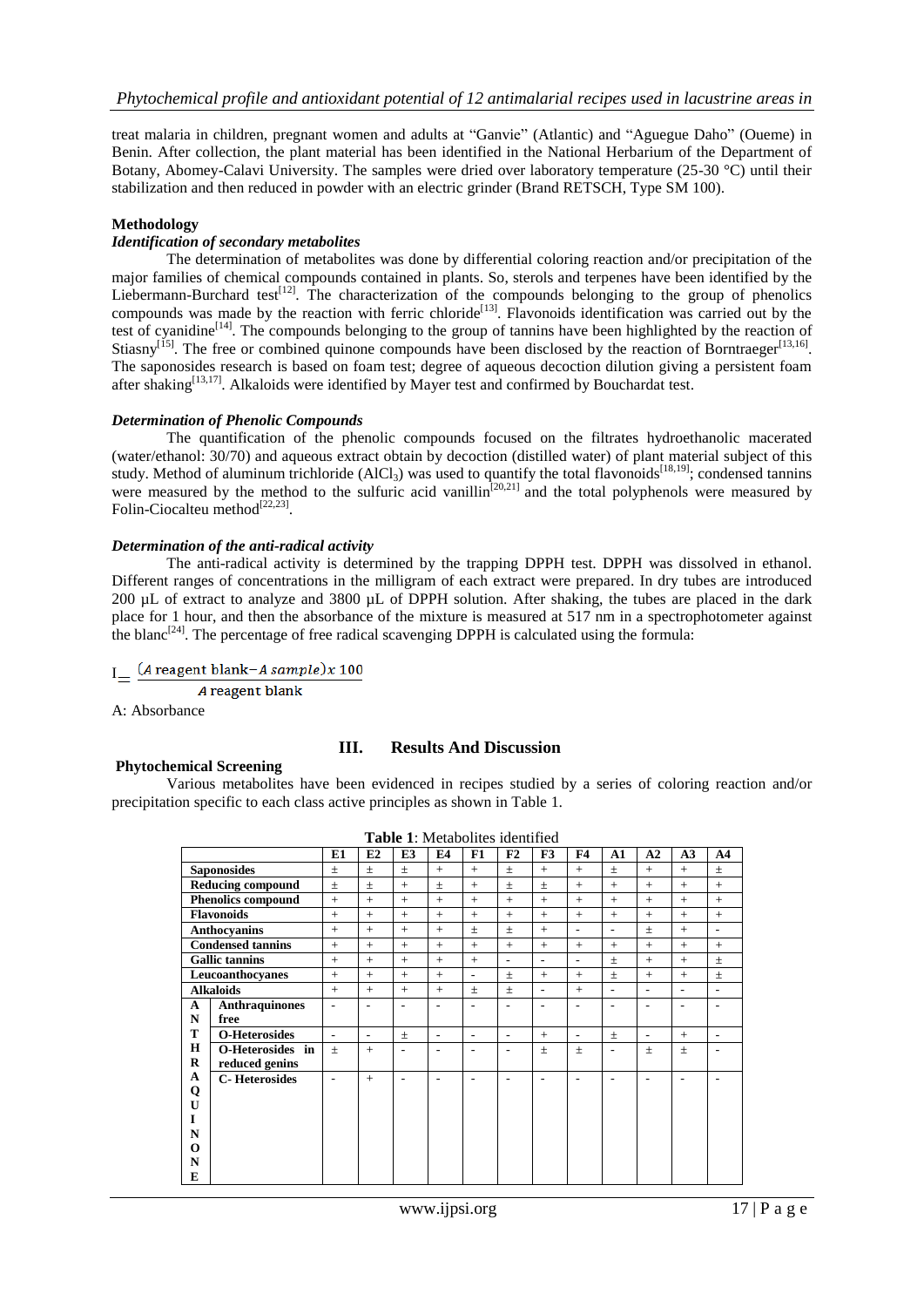treat malaria in children, pregnant women and adults at "Ganvie" (Atlantic) and "Aguegue Daho" (Oueme) in Benin. After collection, the plant material has been identified in the National Herbarium of the Department of Botany, Abomey-Calavi University. The samples were dried over laboratory temperature (25-30 °C) until their stabilization and then reduced in powder with an electric grinder (Brand RETSCH, Type SM 100).

**Methodology**

***Identification of secondary metabolites***

The determination of metabolites was done by differential coloring reaction and/or precipitation of the major families of chemical compounds contained in plants. So, sterols and terpenes have been identified by the Liebermann-Burchard test[12]. The characterization of the compounds belonging to the group of phenolics compounds was made by the reaction with ferric chloride[13]. Flavonoids identification was carried out by the test of cyanidine[14]. The compounds belonging to the group of tannins have been highlighted by the reaction of Stiasny[15]. The free or combined quinone compounds have been disclosed by the reaction of Borntraeger[13,16]. The saponosides research is based on foam test; degree of aqueous decoction dilution giving a persistent foam after shaking[13,17]. Alkaloids were identified by Mayer test and confirmed by Bouchardat test.

***Determination of Phenolic Compounds***

The quantification of the phenolic compounds focused on the filtrates hydroethanolic macerated (water/ethanol: 30/70) and aqueous extract obtain by decoction (distilled water) of plant material subject of this study. Method of aluminum trichloride ($AlCl_3$) was used to quantify the total flavonoids[18,19]; condensed tannins were measured by the method to the sulfuric acid vanillin[20,21] and the total polyphenols were measured by Folin-Ciocalteu method[22,23].

***Determination of the anti-radical activity***

The anti-radical activity is determined by the trapping DPPH test. DPPH was dissolved in ethanol. Different ranges of concentrations in the milligram of each extract were prepared. In dry tubes are introduced 200 µL of extract to analyze and 3800 µL of DPPH solution. After shaking, the tubes are placed in the dark place for 1 hour, and then the absorbance of the mixture is measured at 517 nm in a spectrophotometer against the blanc[24]. The percentage of free radical scavenging DPPH is calculated using the formula:

$$I = \frac{(A\ \text{reagent blank} - A\ sample) \times 100}{A\ \text{reagent blank}}$$

A: Absorbance

## III. Results And Discussion

**Phytochemical Screening**

Various metabolites have been evidenced in recipes studied by a series of coloring reaction and/or precipitation specific to each class active principles as shown in Table 1.

**Table 1**: Metabolites identified

| | | E1 | E2 | E3 | E4 | F1 | F2 | F3 | F4 | A1 | A2 | A3 | A4 |
|---|---|---|---|---|---|---|---|---|---|---|---|---|---|
| **Saponosides** | | ± | ± | ± | + | + | ± | + | + | ± | + | + | ± |
| **Reducing compound** | | ± | ± | + | ± | + | ± | ± | + | + | + | + | + |
| **Phenolics compound** | | + | + | + | + | + | + | + | + | + | + | + | + |
| **Flavonoids** | | + | + | + | + | + | + | + | + | + | + | + | + |
| **Anthocyanins** | | + | + | + | + | ± | ± | + | - | - | ± | + | - |
| **Condensed tannins** | | + | + | + | + | + | + | + | + | + | + | + | + |
| **Gallic tannins** | | + | + | + | + | + | - | - | - | ± | + | + | ± |
| **Leucoanthocyanes** | | + | + | + | + | - | ± | + | + | ± | + | + | ± |
| **Alkaloids** | | + | + | + | + | ± | ± | - | + | - | - | - | - |
| **ANTHRAQUINONE** | **Anthraquinones free** | - | - | - | - | - | - | - | - | - | - | - | - |
| | **O-Heterosides** | - | - | ± | - | - | - | + | - | ± | - | + | - |
| | **O-Heterosides in reduced genins** | ± | + | - | - | - | - | ± | ± | - | ± | ± | - |
| | **C- Heterosides** | - | + | - | - | - | - | - | - | - | - | - | - |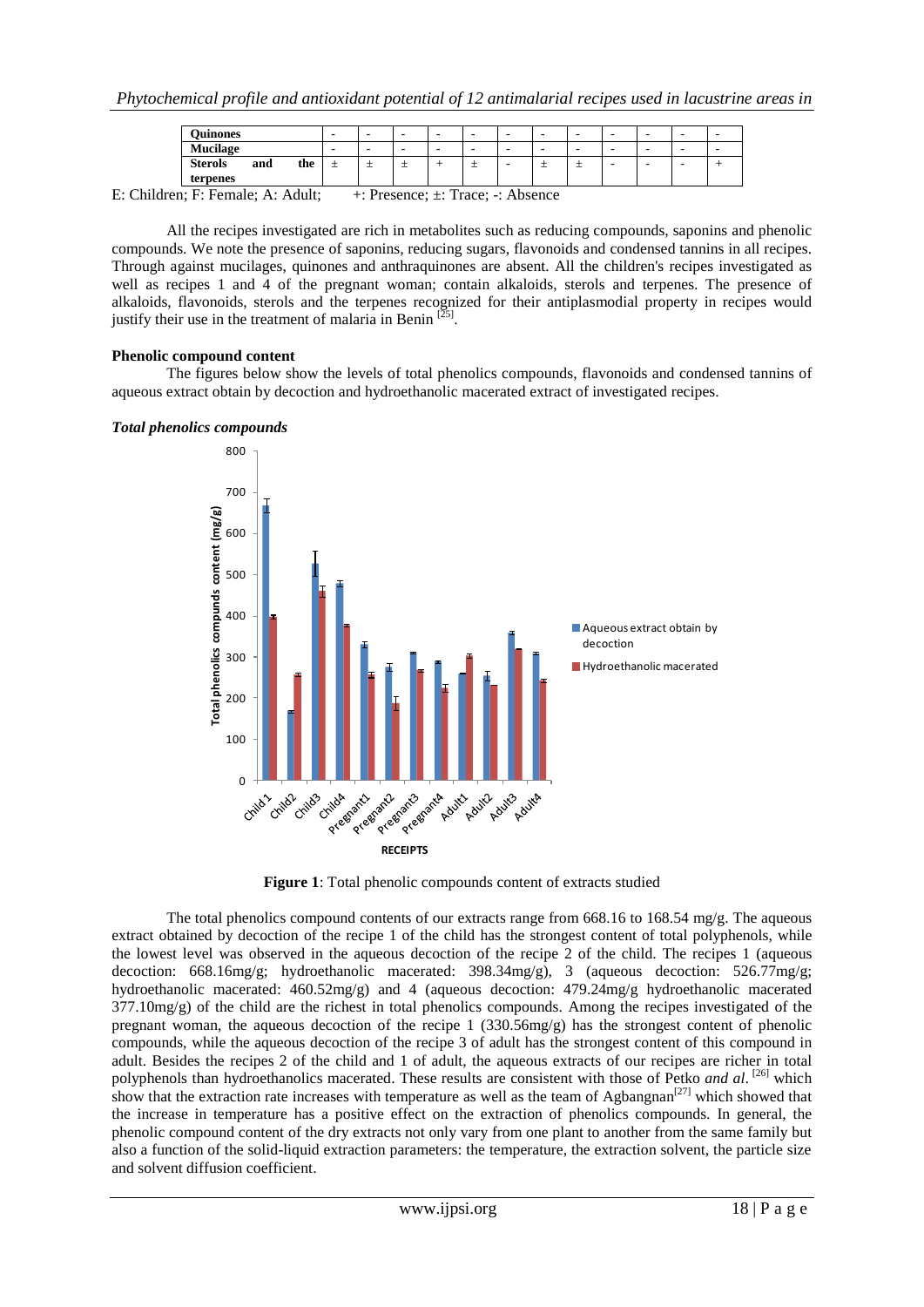| | | | | | | | | | | | | |
|---|---|---|---|---|---|---|---|---|---|---|---|---|
| **Quinones** | - | - | - | - | - | - | - | - | - | - | - | - |
| **Mucilage** | - | - | - | - | - | - | - | - | - | - | - | - |
| **Sterols and the terpenes** | ± | ± | ± | + | ± | - | ± | ± | - | - | - | + |

E: Children; F: Female; A: Adult; +: Presence; ±: Trace; -: Absence

All the recipes investigated are rich in metabolites such as reducing compounds, saponins and phenolic compounds. We note the presence of saponins, reducing sugars, flavonoids and condensed tannins in all recipes. Through against mucilages, quinones and anthraquinones are absent. All the children's recipes investigated as well as recipes 1 and 4 of the pregnant woman; contain alkaloids, sterols and terpenes. The presence of alkaloids, flavonoids, sterols and the terpenes recognized for their antiplasmodial property in recipes would justify their use in the treatment of malaria in Benin [25].

**Phenolic compound content**

The figures below show the levels of total phenolics compounds, flavonoids and condensed tannins of aqueous extract obtain by decoction and hydroethanolic macerated extract of investigated recipes.

***Total phenolics compounds***

Total phenolics compunds content (mg/g)

800
700
600
500
400
300
200
100
0

Child 1, Child2, Child3, Child4, Pregnant1, Pregnant2, Pregnant3, Pregnant4, Adult1, Adult2, Adult3, Adult4

RECEIPTS

Aqueous extract obtain by decoction

Hydroethanolic macerated

**Figure 1**: Total phenolic compounds content of extracts studied

The total phenolics compound contents of our extracts range from 668.16 to 168.54 mg/g. The aqueous extract obtained by decoction of the recipe 1 of the child has the strongest content of total polyphenols, while the lowest level was observed in the aqueous decoction of the recipe 2 of the child. The recipes 1 (aqueous decoction: 668.16mg/g; hydroethanolic macerated: 398.34mg/g), 3 (aqueous decoction: 526.77mg/g; hydroethanolic macerated: 460.52mg/g) and 4 (aqueous decoction: 479.24mg/g hydroethanolic macerated 377.10mg/g) of the child are the richest in total phenolics compounds. Among the recipes investigated of the pregnant woman, the aqueous decoction of the recipe 1 (330.56mg/g) has the strongest content of phenolic compounds, while the aqueous decoction of the recipe 3 of adult has the strongest content of this compound in adult. Besides the recipes 2 of the child and 1 of adult, the aqueous extracts of our recipes are richer in total polyphenols than hydroethanolics macerated. These results are consistent with those of Petko *and al*. [26] which show that the extraction rate increases with temperature as well as the team of Agbangnan[27] which showed that the increase in temperature has a positive effect on the extraction of phenolics compounds. In general, the phenolic compound content of the dry extracts not only vary from one plant to another from the same family but also a function of the solid-liquid extraction parameters: the temperature, the extraction solvent, the particle size and solvent diffusion coefficient.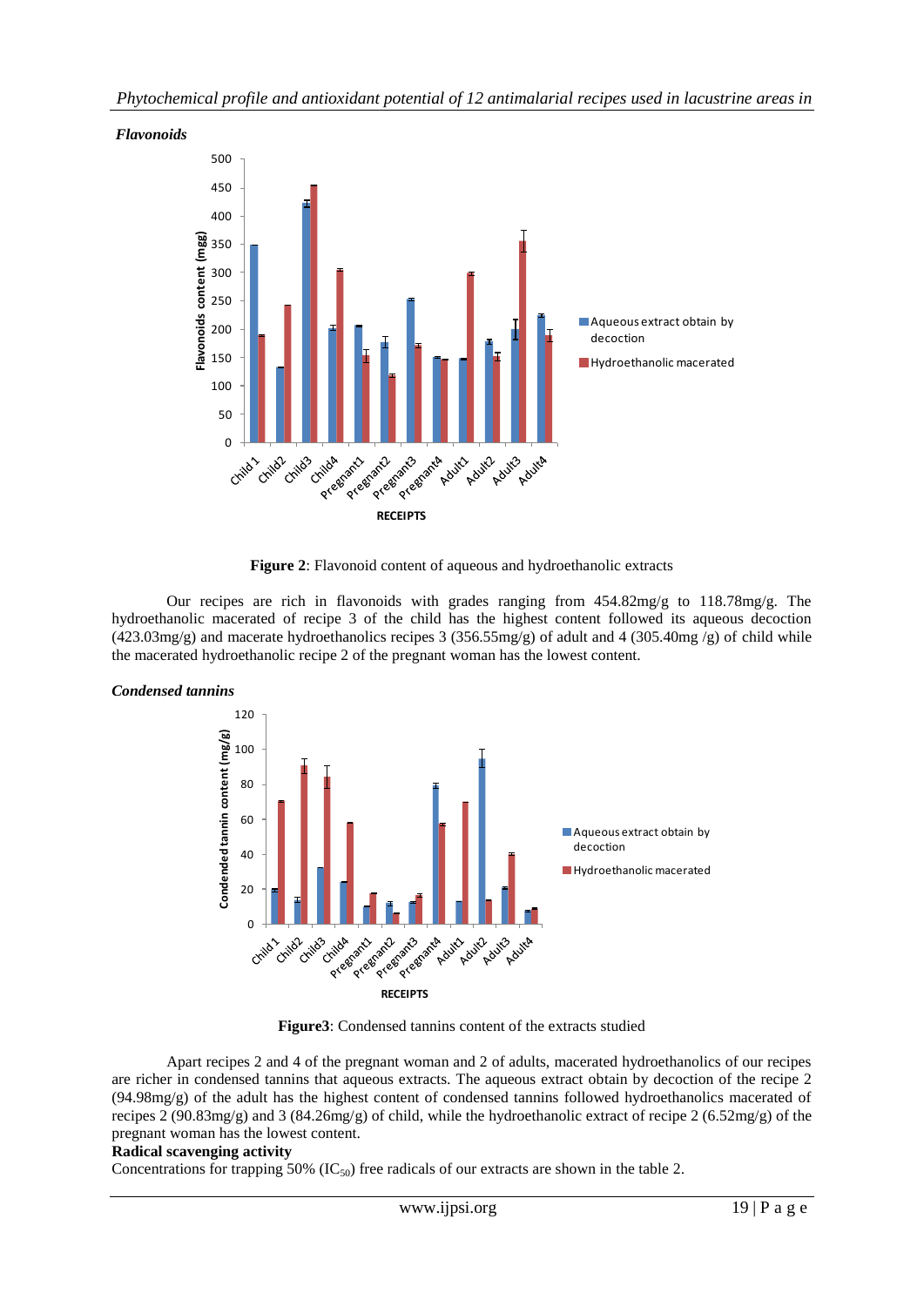*Flavonoids*

500
450
400
350
300
250
200
150
100
50
0

Flavonoids content (mgg)

Child 1
Child2
Child3
Child4
Pregnant1
Pregnant2
Pregnant3
Pregnant4
Adult1
Adult2
Adult3
Adult4

RECEIPTS

Aqueous extract obtain by decoction

Hydroethanolic macerated

**Figure 2**: Flavonoid content of aqueous and hydroethanolic extracts

Our recipes are rich in flavonoids with grades ranging from 454.82mg/g to 118.78mg/g. The hydroethanolic macerated of recipe 3 of the child has the highest content followed its aqueous decoction (423.03mg/g) and macerate hydroethanolics recipes 3 (356.55mg/g) of adult and 4 (305.40mg /g) of child while the macerated hydroethanolic recipe 2 of the pregnant woman has the lowest content.

*Condensed tannins*

120
100
80
60
40
20
0

Condended tannin content (mg/g)

Child 1
Child2
Child3
Child4
Pregnant1
Pregnant2
Pregnant3
Pregnant4
Adult1
Adult2
Adult3
Adult4

RECEIPTS

Aqueous extract obtain by decoction

Hydroethanolic macerated

**Figure3**: Condensed tannins content of the extracts studied

Apart recipes 2 and 4 of the pregnant woman and 2 of adults, macerated hydroethanolics of our recipes are richer in condensed tannins that aqueous extracts. The aqueous extract obtain by decoction of the recipe 2 (94.98mg/g) of the adult has the highest content of condensed tannins followed hydroethanolics macerated of recipes 2 (90.83mg/g) and 3 (84.26mg/g) of child, while the hydroethanolic extract of recipe 2 (6.52mg/g) of the pregnant woman has the lowest content.

**Radical scavenging activity**

Concentrations for trapping 50% ($IC_{50}$) free radicals of our extracts are shown in the table 2.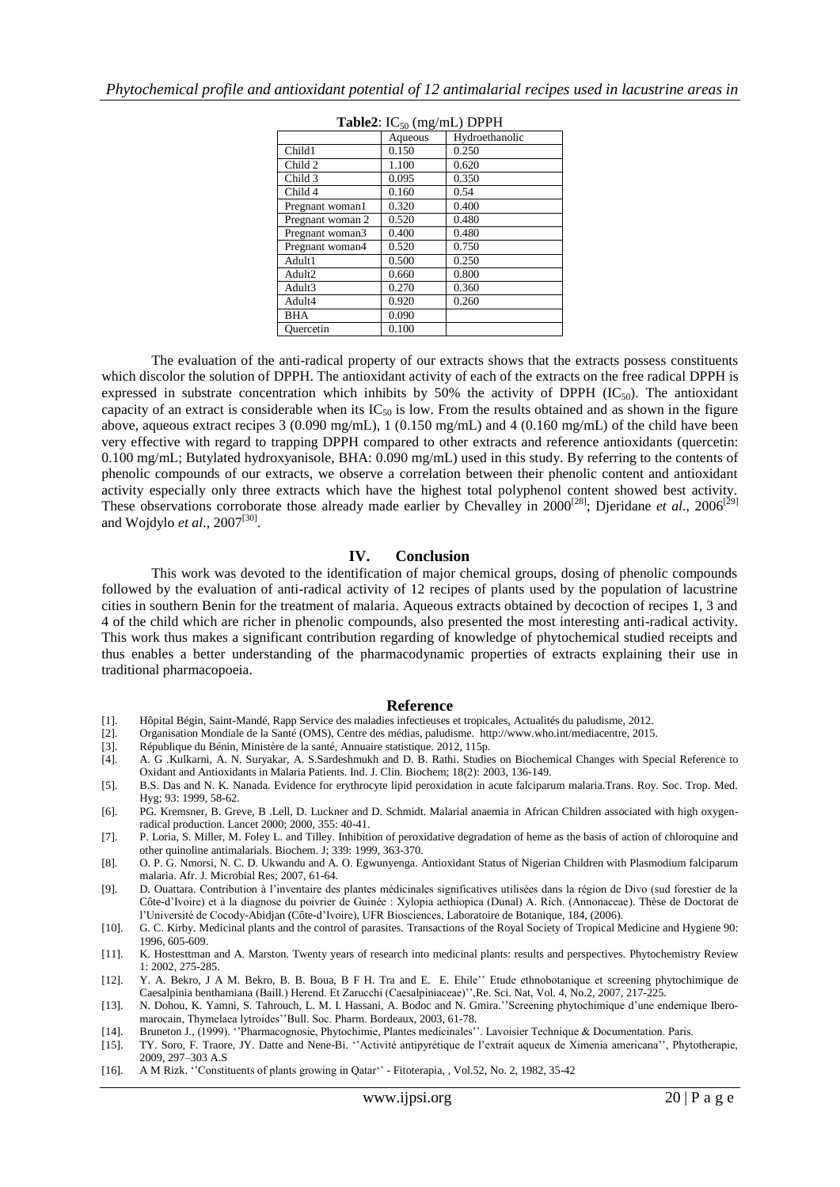**Table2**: $IC_{50}$ (mg/mL) DPPH

| | Aqueous | Hydroethanolic |
|---|---|---|
| Child1 | 0.150 | 0.250 |
| Child 2 | 1.100 | 0.620 |
| Child 3 | 0.095 | 0.350 |
| Child 4 | 0.160 | 0.54 |
| Pregnant woman1 | 0.320 | 0.400 |
| Pregnant woman 2 | 0.520 | 0.480 |
| Pregnant woman3 | 0.400 | 0.480 |
| Pregnant woman4 | 0.520 | 0.750 |
| Adult1 | 0.500 | 0.250 |
| Adult2 | 0.660 | 0.800 |
| Adult3 | 0.270 | 0.360 |
| Adult4 | 0.920 | 0.260 |
| BHA | 0.090 | |
| Quercetin | 0.100 | |

The evaluation of the anti-radical property of our extracts shows that the extracts possess constituents which discolor the solution of DPPH. The antioxidant activity of each of the extracts on the free radical DPPH is expressed in substrate concentration which inhibits by 50% the activity of DPPH ($IC_{50}$). The antioxidant capacity of an extract is considerable when its $IC_{50}$ is low. From the results obtained and as shown in the figure above, aqueous extract recipes 3 (0.090 mg/mL), 1 (0.150 mg/mL) and 4 (0.160 mg/mL) of the child have been very effective with regard to trapping DPPH compared to other extracts and reference antioxidants (quercetin: 0.100 mg/mL; Butylated hydroxyanisole, BHA: 0.090 mg/mL) used in this study. By referring to the contents of phenolic compounds of our extracts, we observe a correlation between their phenolic content and antioxidant activity especially only three extracts which have the highest total polyphenol content showed best activity. These observations corroborate those already made earlier by Chevalley in 2000[28]; Djeridane *et al*., 2006[29] and Wojdylo *et al*., 2007[30].

## IV. Conclusion

This work was devoted to the identification of major chemical groups, dosing of phenolic compounds followed by the evaluation of anti-radical activity of 12 recipes of plants used by the population of lacustrine cities in southern Benin for the treatment of malaria. Aqueous extracts obtained by decoction of recipes 1, 3 and 4 of the child which are richer in phenolic compounds, also presented the most interesting anti-radical activity. This work thus makes a significant contribution regarding of knowledge of phytochemical studied receipts and thus enables a better understanding of the pharmacodynamic properties of extracts explaining their use in traditional pharmacopoeia.

## Reference

[1]. Hôpital Bégin, Saint-Mandé, Rapp Service des maladies infectieuses et tropicales, Actualités du paludisme, 2012.

[2]. Organisation Mondiale de la Santé (OMS), Centre des médias, paludisme. http://www.who.int/mediacentre, 2015.

[3]. République du Bénin, Ministère de la santé, Annuaire statistique. 2012, 115p.

[4]. A. G .Kulkarni, A. N. Suryakar, A. S.Sardeshmukh and D. B. Rathi. Studies on Biochemical Changes with Special Reference to Oxidant and Antioxidants in Malaria Patients. Ind. J. Clin. Biochem; 18(2): 2003, 136-149.

[5]. B.S. Das and N. K. Nanada. Evidence for erythrocyte lipid peroxidation in acute falciparum malaria.Trans. Roy. Soc. Trop. Med. Hyg; 93: 1999, 58-62.

[6]. PG. Kremsner, B. Greve, B .Lell, D. Luckner and D. Schmidt. Malarial anaemia in African Children associated with high oxygen-radical production. Lancet 2000; 2000, 355: 40-41.

[7]. P. Loria, S. Miller, M. Foley L. and Tilley. Inhibition of peroxidative degradation of heme as the basis of action of chloroquine and other quinoline antimalarials. Biochem. J; 339: 1999, 363-370.

[8]. O. P. G. Nmorsi, N. C. D. Ukwandu and A. O. Egwunyenga. Antioxidant Status of Nigerian Children with Plasmodium falciparum malaria. Afr. J. Microbial Res; 2007, 61-64.

[9]. D. Ouattara. Contribution à l'inventaire des plantes médicinales significatives utilisées dans la région de Divo (sud forestier de la Côte-d'Ivoire) et à la diagnose du poivrier de Guinée : Xylopia aethiopica (Dunal) A. Rich. (Annonaceae). Thèse de Doctorat de l'Université de Cocody-Abidjan (Côte-d'Ivoire), UFR Biosciences, Laboratoire de Botanique, 184, (2006).

[10]. G. C. Kirby. Medicinal plants and the control of parasites. Transactions of the Royal Society of Tropical Medicine and Hygiene 90: 1996, 605-609.

[11]. K. Hostesttman and A. Marston. Twenty years of research into medicinal plants: results and perspectives. Phytochemistry Review 1: 2002, 275-285.

[12]. Y. A. Bekro, J A M. Bekro, B. B. Boua, B F H. Tra and E. E. Ehile'' Etude ethnobotanique et screening phytochimique de Caesalpinia benthamiana (Baill.) Herend. Et Zarucchi (Caesalpiniaceae)'',Re. Sci. Nat, Vol. 4, No.2, 2007, 217-225.

[13]. N. Dohou, K. Yamni, S. Tahrouch, L. M. I. Hassani, A. Bodoc and N. Gmira.''Screening phytochimique d'une endemique Ibero-marocain, Thymelaea lytroides''Bull. Soc. Pharm. Bordeaux, 2003, 61-78.

[14]. Bruneton J., (1999). ''Pharmacognosie, Phytochimie, Plantes medicinales''. Lavoisier Technique & Documentation. Paris.

[15]. TY. Soro, F. Traore, JY. Datte and Nene-Bi. ''Activité antipyrétique de l'extrait aqueux de Ximenia americana'', Phytotherapie, 2009, 297–303 A.S

[16]. A M Rizk. ''Constituents of plants growing in Qatar'' - Fitoterapia, , Vol.52, No. 2, 1982, 35-42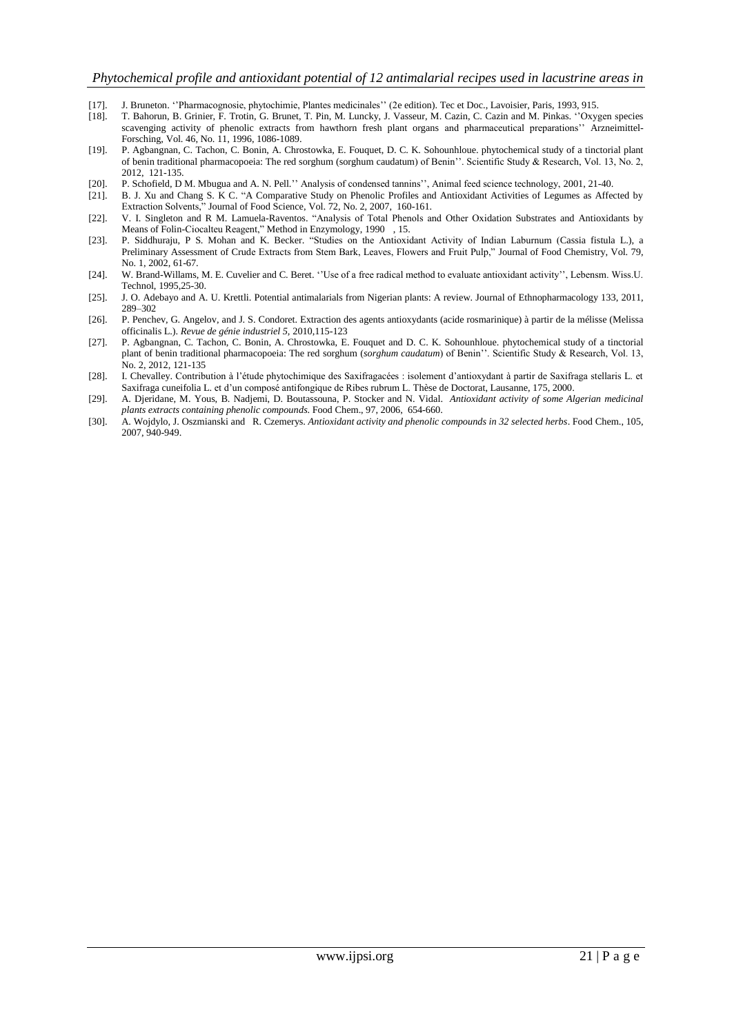[17]. J. Bruneton. ''Pharmacognosie, phytochimie, Plantes medicinales'' (2e edition). Tec et Doc., Lavoisier, Paris, 1993, 915.

[18]. T. Bahorun, B. Grinier, F. Trotin, G. Brunet, T. Pin, M. Luncky, J. Vasseur, M. Cazin, C. Cazin and M. Pinkas. ''Oxygen species scavenging activity of phenolic extracts from hawthorn fresh plant organs and pharmaceutical preparations'' Arzneimittel-Forsching, Vol. 46, No. 11, 1996, 1086-1089.

[19]. P. Agbangnan, C. Tachon, C. Bonin, A. Chrostowka, E. Fouquet, D. C. K. Sohounhloue. phytochemical study of a tinctorial plant of benin traditional pharmacopoeia: The red sorghum (sorghum caudatum) of Benin''. Scientific Study & Research, Vol. 13, No. 2, 2012, 121-135.

[20]. P. Schofield, D M. Mbugua and A. N. Pell.'' Analysis of condensed tannins'', Animal feed science technology, 2001, 21-40.

[21]. B. J. Xu and Chang S. K C. "A Comparative Study on Phenolic Profiles and Antioxidant Activities of Legumes as Affected by Extraction Solvents," Journal of Food Science, Vol. 72, No. 2, 2007, 160-161.

[22]. V. I. Singleton and R M. Lamuela-Raventos. "Analysis of Total Phenols and Other Oxidation Substrates and Antioxidants by Means of Folin-Ciocalteu Reagent," Method in Enzymology, 1990 , 15.

[23]. P. Siddhuraju, P S. Mohan and K. Becker. "Studies on the Antioxidant Activity of Indian Laburnum (Cassia fistula L.), a Preliminary Assessment of Crude Extracts from Stem Bark, Leaves, Flowers and Fruit Pulp," Journal of Food Chemistry, Vol. 79, No. 1, 2002, 61-67.

[24]. W. Brand-Willams, M. E. Cuvelier and C. Beret. ''Use of a free radical method to evaluate antioxidant activity'', Lebensm. Wiss.U. Technol, 1995,25-30.

[25]. J. O. Adebayo and A. U. Krettli. Potential antimalarials from Nigerian plants: A review. Journal of Ethnopharmacology 133, 2011, 289–302

[26]. P. Penchev, G. Angelov, and J. S. Condoret. Extraction des agents antioxydants (acide rosmarinique) à partir de la mélisse (Melissa officinalis L.). *Revue de génie industriel 5,* 2010,115-123

[27]. P. Agbangnan, C. Tachon, C. Bonin, A. Chrostowka, E. Fouquet and D. C. K. Sohounhloue. phytochemical study of a tinctorial plant of benin traditional pharmacopoeia: The red sorghum (*sorghum caudatum*) of Benin''. Scientific Study & Research, Vol. 13, No. 2, 2012, 121-135

[28]. I. Chevalley. Contribution à l'étude phytochimique des Saxifragacées : isolement d'antioxydant à partir de Saxifraga stellaris L. et Saxifraga cuneifolia L. et d'un composé antifongique de Ribes rubrum L. Thèse de Doctorat, Lausanne, 175, 2000.

[29]. A. Djeridane, M. Yous, B. Nadjemi, D. Boutassouna, P. Stocker and N. Vidal. *Antioxidant activity of some Algerian medicinal plants extracts containing phenolic compounds.* Food Chem., 97, 2006, 654-660.

[30]. A. Wojdylo, J. Oszmianski and R. Czemerys. *Antioxidant activity and phenolic compounds in 32 selected herbs*. Food Chem., 105, 2007, 940-949.